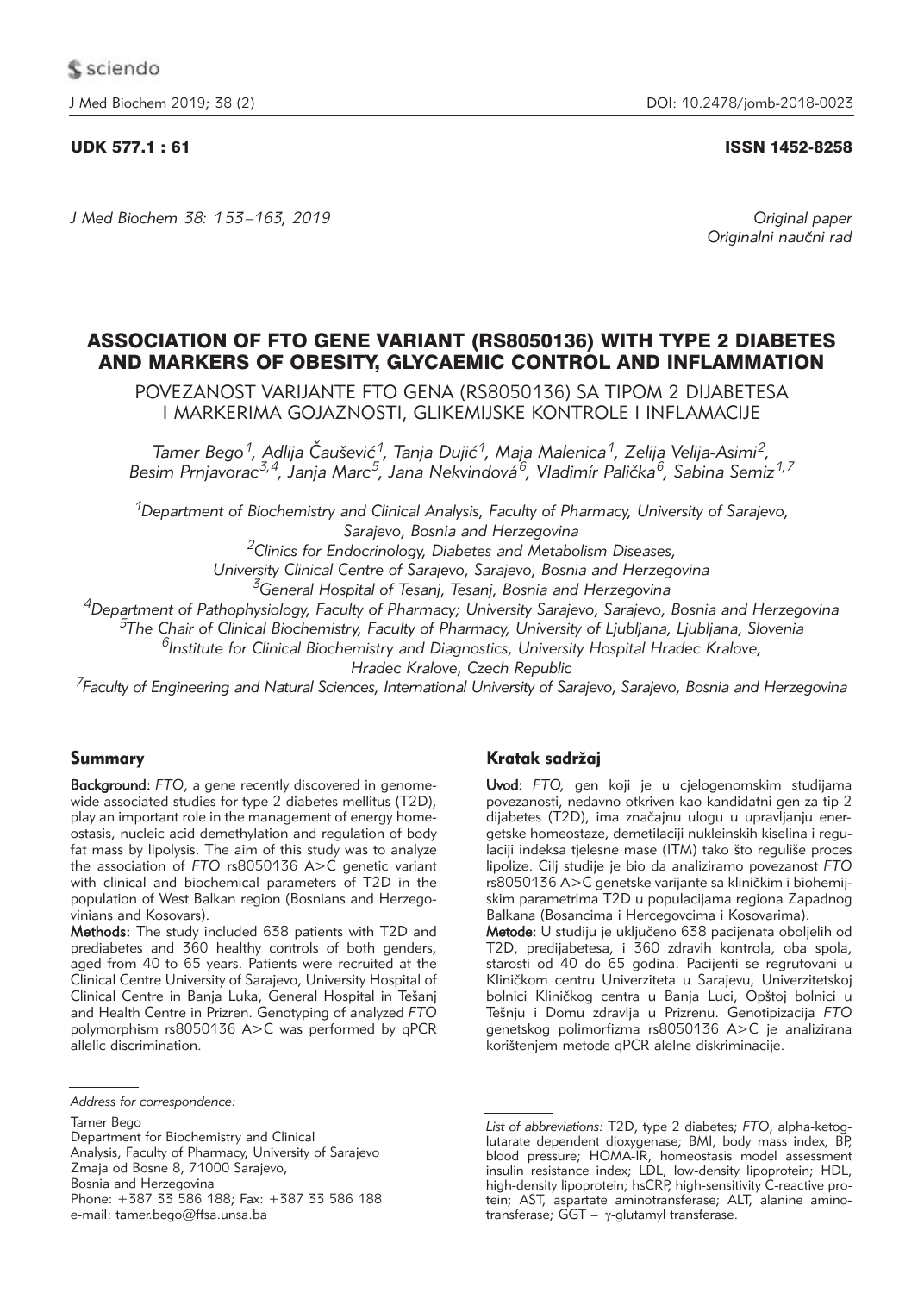UDK 577.1 : 61

ISSN 1452-8258

Original paper
Originalni naučni rad

# ASSOCIATION OF FTO GENE VARIANT (RS8050136) WITH TYPE 2 DIABETES AND MARKERS OF OBESITY, GLYCAEMIC CONTROL AND INFLAMMATION

## POVEZANOST VARIJANTE FTO GENA (RS8050136) SA TIPOM 2 DIJABETESA I MARKERIMA GOJAZNOSTI, GLIKEMIJSKE KONTROLE I INFLAMACIJE

*Tamer Bego[1], Adlija Čaušević[1], Tanja Dujić[1], Maja Malenica[1], Zelija Velija-Asimi[2], Besim Prnjavorac[3,4], Janja Marc[5], Jana Nekvindová[6], Vladimír Palička[6], Sabina Semiz[1,7]*

[1]Department of Biochemistry and Clinical Analysis, Faculty of Pharmacy, University of Sarajevo, Sarajevo, Bosnia and Herzegovina
[2]Clinics for Endocrinology, Diabetes and Metabolism Diseases, University Clinical Centre of Sarajevo, Sarajevo, Bosnia and Herzegovina
[3]General Hospital of Tesanj, Tesanj, Bosnia and Herzegovina
[4]Department of Pathophysiology, Faculty of Pharmacy; University Sarajevo, Sarajevo, Bosnia and Herzegovina
[5]The Chair of Clinical Biochemistry, Faculty of Pharmacy, University of Ljubljana, Ljubljana, Slovenia
[6]Institute for Clinical Biochemistry and Diagnostics, University Hospital Hradec Kralove, Hradec Kralove, Czech Republic
[7]Faculty of Engineering and Natural Sciences, International University of Sarajevo, Sarajevo, Bosnia and Herzegovina

### Summary

**Background:** *FTO*, a gene recently discovered in genome-wide associated studies for type 2 diabetes mellitus (T2D), play an important role in the management of energy homeostasis, nucleic acid demethylation and regulation of body fat mass by lipolysis. The aim of this study was to analyze the association of *FTO* rs8050136 A>C genetic variant with clinical and biochemical parameters of T2D in the population of West Balkan region (Bosnians and Herzegovinians and Kosovars).

**Methods:** The study included 638 patients with T2D and prediabetes and 360 healthy controls of both genders, aged from 40 to 65 years. Patients were recruited at the Clinical Centre University of Sarajevo, University Hospital of Clinical Centre in Banja Luka, General Hospital in Tešanj and Health Centre in Prizren. Genotyping of analyzed *FTO* polymorphism rs8050136 A>C was performed by qPCR allelic discrimination.

### Kratak sadržaj

**Uvod:** *FTO*, gen koji je u cjelogenomskim studijama povezanosti, nedavno otkriven kao kandidatni gen za tip 2 dijabetes (T2D), ima značajnu ulogu u upravljanju energetske homeostaze, demetilaciji nukleinskih kiselina i regulaciji indeksa tjelesne mase (ITM) tako što reguliše proces lipolize. Cilj studije je bio da analiziramo povezanost *FTO* rs8050136 A>C genetske varijante sa kliničkim i biohemijskim parametrima T2D u populacijama regiona Zapadnog Balkana (Bosancima i Hercegovcima i Kosovarima).

**Metode:** U studiju je uključeno 638 pacijenata oboljelih od T2D, predijabetesa, i 360 zdravih kontrola, oba spola, starosti od 40 do 65 godina. Pacijenti se regrutovani u Kliničkom centru Univerziteta u Sarajevu, Univerzitetskoj bolnici Kliničkog centra u Banja Luci, Opštoj bolnici u Tešnju i Domu zdravlja u Prizrenu. Genotipizacija *FTO* genetskog polimorfizma rs8050136 A>C je analizirana korištenjem metode qPCR alelne diskriminacije.

*Address for correspondence:*

Tamer Bego
Department for Biochemistry and Clinical Analysis, Faculty of Pharmacy, University of Sarajevo
Zmaja od Bosne 8, 71000 Sarajevo,
Bosnia and Herzegovina
Phone: +387 33 586 188; Fax: +387 33 586 188
e-mail: tamer.bego@ffsa.unsa.ba

*List of abbreviations:* T2D, type 2 diabetes; *FTO*, alpha-ketoglutarate dependent dioxygenase; BMI, body mass index; BP, blood pressure; HOMA-IR, homeostasis model assessment insulin resistance index; LDL, low-density lipoprotein; HDL, high-density lipoprotein; hsCRP, high-sensitivity C-reactive protein; AST, aspartate aminotransferase; ALT, alanine aminotransferase; GGT – γ-glutamyl transferase.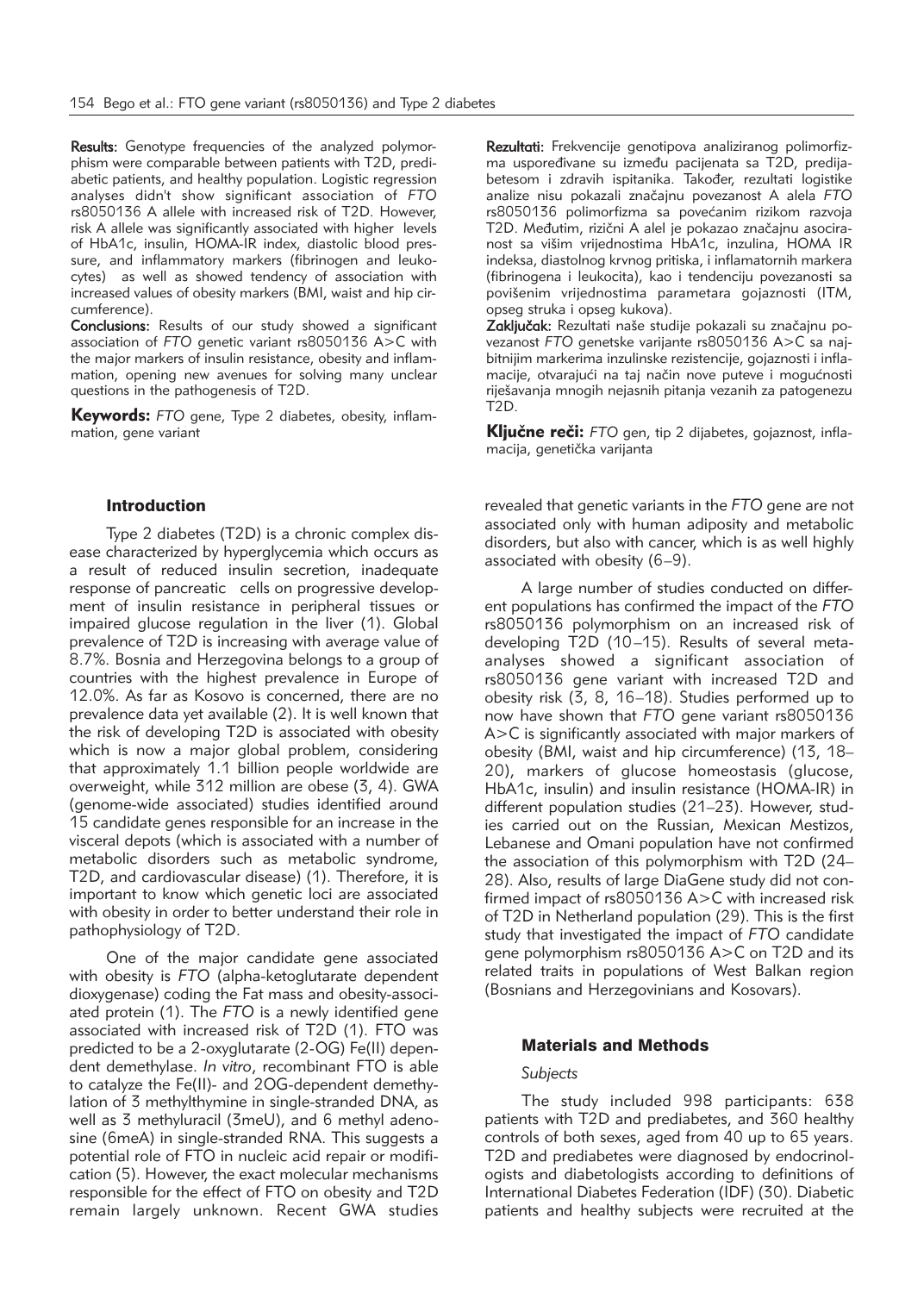**Results:** Genotype frequencies of the analyzed polymorphism were comparable between patients with T2D, prediabetic patients, and healthy population. Logistic regression analyses didn't show significant association of *FTO* rs8050136 A allele with increased risk of T2D. However, risk A allele was significantly associated with higher levels of HbA1c, insulin, HOMA-IR index, diastolic blood pressure, and inflammatory markers (fibrinogen and leukocytes) as well as showed tendency of association with increased values of obesity markers (BMI, waist and hip circumference).

**Conclusions:** Results of our study showed a significant association of *FTO* genetic variant rs8050136 A>C with the major markers of insulin resistance, obesity and inflammation, opening new avenues for solving many unclear questions in the pathogenesis of T2D.

**Keywords:** *FTO* gene, Type 2 diabetes, obesity, inflammation, gene variant

**Rezultati:** Frekvencije genotipova analiziranog polimorfizma uspoređivane su između pacijenata sa T2D, predijabetesom i zdravih ispitanika. Također, rezultati logistike analize nisu pokazali značajnu povezanost A alela *FTO* rs8050136 polimorfizma sa povećanim rizikom razvoja T2D. Međutim, rizični A alel je pokazao značajnu asociranost sa višim vrijednostima HbA1c, inzulina, HOMA IR indeksa, diastolnog krvnog pritiska, i inflamatornih markera (fibrinogena i leukocita), kao i tendenciju povezanosti sa povišenim vrijednostima parametara gojaznosti (ITM, opseg struka i opseg kukova).

**Zaključak:** Rezultati naše studije pokazali su značajnu povezanost *FTO* genetske varijante rs8050136 A>C sa najbitnijim markerima inzulinske rezistencije, gojaznosti i inflamacije, otvarajući na taj način nove puteve i mogućnosti rješavanja mnogih nejasnih pitanja vezanih za patogenezu T2D.

**Ključne reči:** *FTO* gen, tip 2 dijabetes, gojaznost, inflamacija, genetička varijanta

## Introduction

Type 2 diabetes (T2D) is a chronic complex disease characterized by hyperglycemia which occurs as a result of reduced insulin secretion, inadequate response of pancreatic cells on progressive development of insulin resistance in peripheral tissues or impaired glucose regulation in the liver (1). Global prevalence of T2D is increasing with average value of 8.7%. Bosnia and Herzegovina belongs to a group of countries with the highest prevalence in Europe of 12.0%. As far as Kosovo is concerned, there are no prevalence data yet available (2). It is well known that the risk of developing T2D is associated with obesity which is now a major global problem, considering that approximately 1.1 billion people worldwide are overweight, while 312 million are obese (3, 4). GWA (genome-wide associated) studies identified around 15 candidate genes responsible for an increase in the visceral depots (which is associated with a number of metabolic disorders such as metabolic syndrome, T2D, and cardiovascular disease) (1). Therefore, it is important to know which genetic loci are associated with obesity in order to better understand their role in pathophysiology of T2D.

One of the major candidate gene associated with obesity is *FTO* (alpha-ketoglutarate dependent dioxygenase) coding the Fat mass and obesity-associated protein (1). The *FTO* is a newly identified gene associated with increased risk of T2D (1). FTO was predicted to be a 2-oxyglutarate (2-OG) Fe(II) dependent demethylase. *In vitro*, recombinant FTO is able to catalyze the Fe(II)- and 2OG-dependent demethylation of 3 methylthymine in single-stranded DNA, as well as 3 methyluracil (3meU), and 6 methyl adenosine (6meA) in single-stranded RNA. This suggests a potential role of FTO in nucleic acid repair or modification (5). However, the exact molecular mechanisms responsible for the effect of FTO on obesity and T2D remain largely unknown. Recent GWA studies revealed that genetic variants in the *FTO* gene are not associated only with human adiposity and metabolic disorders, but also with cancer, which is as well highly associated with obesity (6–9).

A large number of studies conducted on different populations has confirmed the impact of the *FTO* rs8050136 polymorphism on an increased risk of developing T2D (10–15). Results of several meta-analyses showed a significant association of rs8050136 gene variant with increased T2D and obesity risk (3, 8, 16–18). Studies performed up to now have shown that *FTO* gene variant rs8050136 A>C is significantly associated with major markers of obesity (BMI, waist and hip circumference) (13, 18–20), markers of glucose homeostasis (glucose, HbA1c, insulin) and insulin resistance (HOMA-IR) in different population studies (21–23). However, studies carried out on the Russian, Mexican Mestizos, Lebanese and Omani population have not confirmed the association of this polymorphism with T2D (24–28). Also, results of large DiaGene study did not confirmed impact of rs8050136 A>C with increased risk of T2D in Netherland population (29). This is the first study that investigated the impact of *FTO* candidate gene polymorphism rs8050136 A>C on T2D and its related traits in populations of West Balkan region (Bosnians and Herzegovinians and Kosovars).

## Materials and Methods

### *Subjects*

The study included 998 participants: 638 patients with T2D and prediabetes, and 360 healthy controls of both sexes, aged from 40 up to 65 years. T2D and prediabetes were diagnosed by endocrinologists and diabetologists according to definitions of International Diabetes Federation (IDF) (30). Diabetic patients and healthy subjects were recruited at the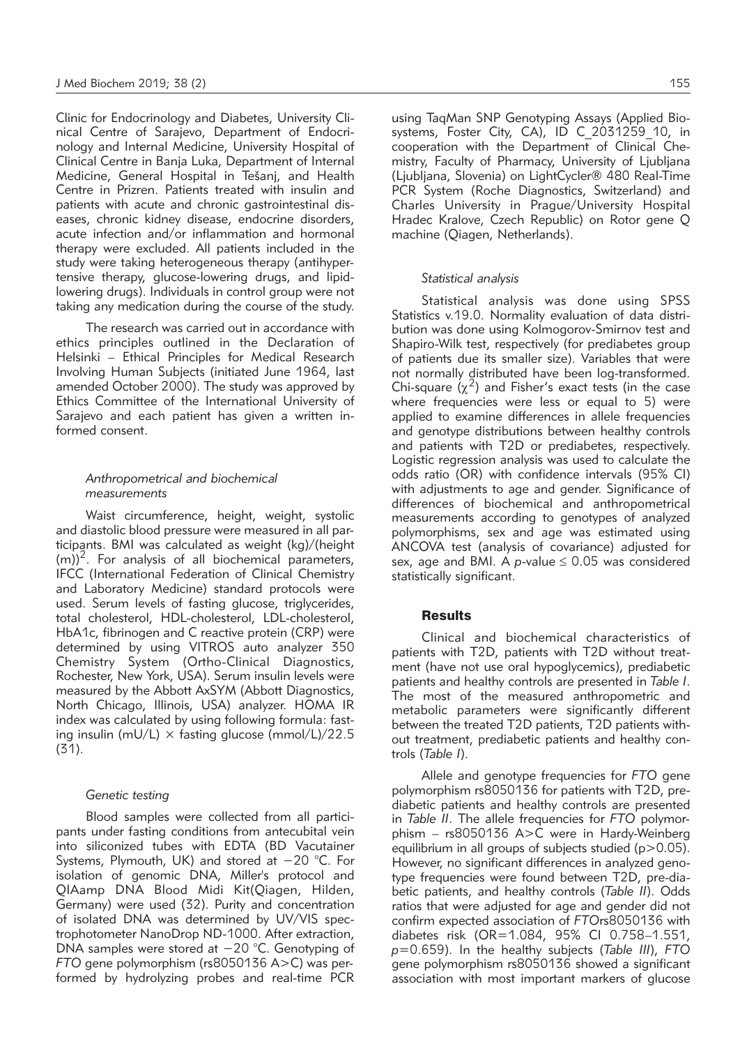Clinic for Endocrinology and Diabetes, University Clinical Centre of Sarajevo, Department of Endocrinology and Internal Medicine, University Hospital of Clinical Centre in Banja Luka, Department of Internal Medicine, General Hospital in Tešanj, and Health Centre in Prizren. Patients treated with insulin and patients with acute and chronic gastrointestinal diseases, chronic kidney disease, endocrine disorders, acute infection and/or inflammation and hormonal therapy were excluded. All patients included in the study were taking heterogeneous therapy (antihypertensive therapy, glucose-lowering drugs, and lipid-lowering drugs). Individuals in control group were not taking any medication during the course of the study.

The research was carried out in accordance with ethics principles outlined in the Declaration of Helsinki – Ethical Principles for Medical Research Involving Human Subjects (initiated June 1964, last amended October 2000). The study was approved by Ethics Committee of the International University of Sarajevo and each patient has given a written informed consent.

### *Anthropometrical and biochemical measurements*

Waist circumference, height, weight, systolic and diastolic blood pressure were measured in all participants. BMI was calculated as weight (kg)/(height (m))$^2$. For analysis of all biochemical parameters, IFCC (International Federation of Clinical Chemistry and Laboratory Medicine) standard protocols were used. Serum levels of fasting glucose, triglycerides, total cholesterol, HDL-cholesterol, LDL-cholesterol, HbA1c, fibrinogen and C reactive protein (CRP) were determined by using VITROS auto analyzer 350 Chemistry System (Ortho-Clinical Diagnostics, Rochester, New York, USA). Serum insulin levels were measured by the Abbott AxSYM (Abbott Diagnostics, North Chicago, Illinois, USA) analyzer. HOMA IR index was calculated by using following formula: fasting insulin (mU/L) $\times$ fasting glucose (mmol/L)/22.5 (31).

### *Genetic testing*

Blood samples were collected from all participants under fasting conditions from antecubital vein into siliconized tubes with EDTA (BD Vacutainer Systems, Plymouth, UK) and stored at −20 °C. For isolation of genomic DNA, Miller's protocol and QIAamp DNA Blood Midi Kit(Qiagen, Hilden, Germany) were used (32). Purity and concentration of isolated DNA was determined by UV/VIS spectrophotometer NanoDrop ND-1000. After extraction, DNA samples were stored at −20 °C. Genotyping of *FTO* gene polymorphism (rs8050136 A>C) was performed by hydrolyzing probes and real-time PCR using TaqMan SNP Genotyping Assays (Applied Biosystems, Foster City, CA), ID C_2031259_10, in cooperation with the Department of Clinical Chemistry, Faculty of Pharmacy, University of Ljubljana (Ljubljana, Slovenia) on LightCycler® 480 Real-Time PCR System (Roche Diagnostics, Switzerland) and Charles University in Prague/University Hospital Hradec Kralove, Czech Republic) on Rotor gene Q machine (Qiagen, Netherlands).

### *Statistical analysis*

Statistical analysis was done using SPSS Statistics v.19.0. Normality evaluation of data distribution was done using Kolmogorov-Smirnov test and Shapiro-Wilk test, respectively (for prediabetes group of patients due its smaller size). Variables that were not normally distributed have been log-transformed. Chi-square ($\chi^2$) and Fisher's exact tests (in the case where frequencies were less or equal to 5) were applied to examine differences in allele frequencies and genotype distributions between healthy controls and patients with T2D or prediabetes, respectively. Logistic regression analysis was used to calculate the odds ratio (OR) with confidence intervals (95% CI) with adjustments to age and gender. Significance of differences of biochemical and anthropometrical measurements according to genotypes of analyzed polymorphisms, sex and age was estimated using ANCOVA test (analysis of covariance) adjusted for sex, age and BMI. A *p*-value $\leq 0.05$ was considered statistically significant.

## Results

Clinical and biochemical characteristics of patients with T2D, patients with T2D without treatment (have not use oral hypoglycemics), prediabetic patients and healthy controls are presented in *Table I*. The most of the measured anthropometric and metabolic parameters were significantly different between the treated T2D patients, T2D patients without treatment, prediabetic patients and healthy controls (*Table I*).

Allele and genotype frequencies for *FTO* gene polymorphism rs8050136 for patients with T2D, prediabetic patients and healthy controls are presented in *Table II*. The allele frequencies for *FTO* polymorphism – rs8050136 A>C were in Hardy-Weinberg equilibrium in all groups of subjects studied ($p>0.05$). However, no significant differences in analyzed genotype frequencies were found between T2D, pre-diabetic patients, and healthy controls (*Table II*). Odds ratios that were adjusted for age and gender did not confirm expected association of *FTO*rs8050136 with diabetes risk (OR=1.084, 95% CI 0.758–1.551, *p*=0.659). In the healthy subjects (*Table III*), *FTO* gene polymorphism rs8050136 showed a significant association with most important markers of glucose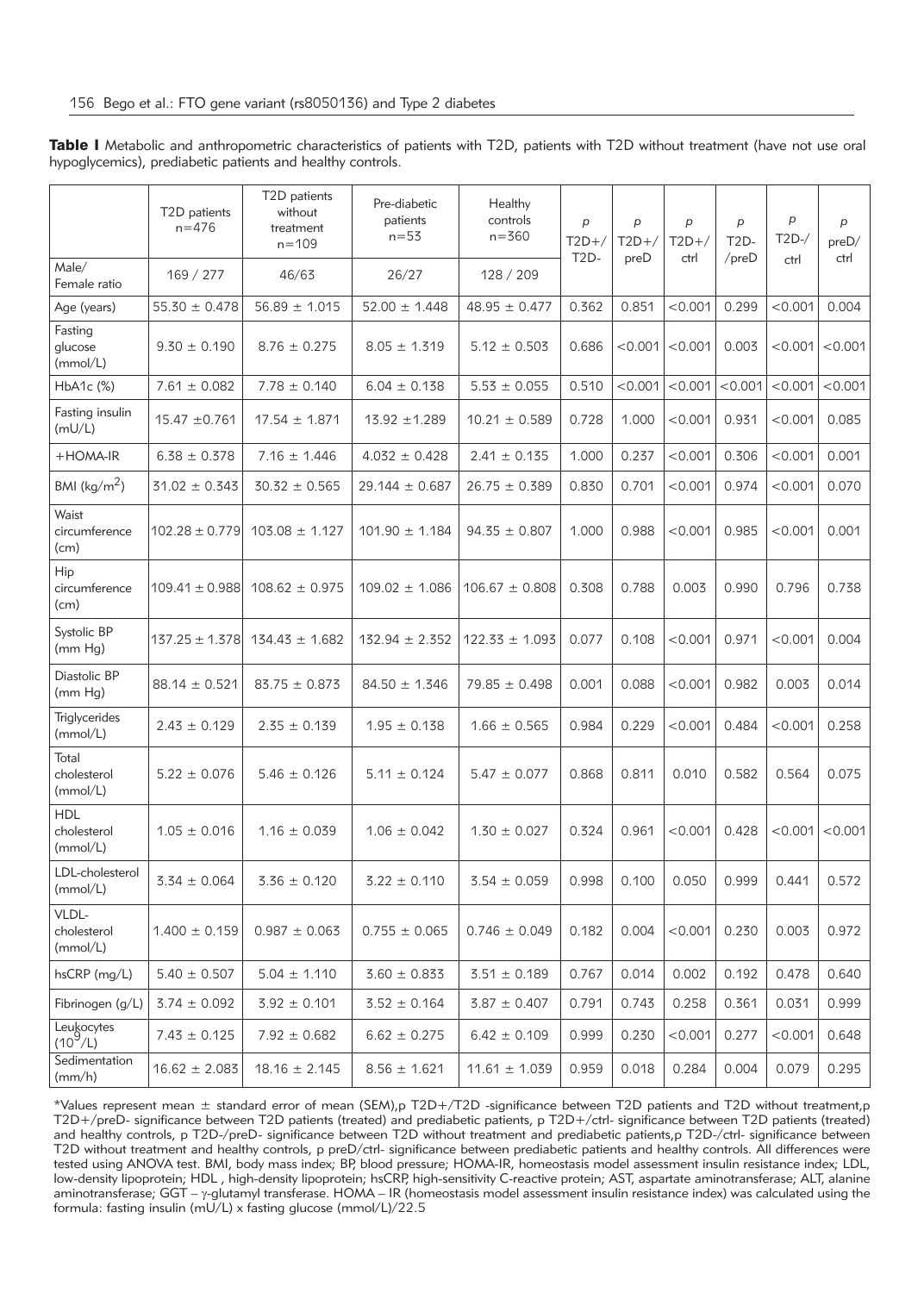**Table I** Metabolic and anthropometric characteristics of patients with T2D, patients with T2D without treatment (have not use oral hypoglycemics), prediabetic patients and healthy controls.

| | T2D patients n=476 | T2D patients without treatment n=109 | Pre-diabetic patients n=53 | Healthy controls n=360 | p T2D+/ T2D- | p T2D+/ preD | p T2D+/ ctrl | p T2D- /preD | p T2D-/ ctrl | p preD/ ctrl |
|---|---|---|---|---|---|---|---|---|---|---|
| Male/ Female ratio | 169 / 277 | 46/63 | 26/27 | 128 / 209 | | | | | | |
| Age (years) | 55.30 ± 0.478 | 56.89 ± 1.015 | 52.00 ± 1.448 | 48.95 ± 0.477 | 0.362 | 0.851 | <0.001 | 0.299 | <0.001 | 0.004 |
| Fasting glucose (mmol/L) | 9.30 ± 0.190 | 8.76 ± 0.275 | 8.05 ± 1.319 | 5.12 ± 0.503 | 0.686 | <0.001 | <0.001 | 0.003 | <0.001 | <0.001 |
| HbA1c (%) | 7.61 ± 0.082 | 7.78 ± 0.140 | 6.04 ± 0.138 | 5.53 ± 0.055 | 0.510 | <0.001 | <0.001 | <0.001 | <0.001 | <0.001 |
| Fasting insulin (mU/L) | 15.47 ±0.761 | 17.54 ± 1.871 | 13.92 ±1.289 | 10.21 ± 0.589 | 0.728 | 1.000 | <0.001 | 0.931 | <0.001 | 0.085 |
| +HOMA-IR | 6.38 ± 0.378 | 7.16 ± 1.446 | 4.032 ± 0.428 | 2.41 ± 0.135 | 1.000 | 0.237 | <0.001 | 0.306 | <0.001 | 0.001 |
| BMI (kg/m$^2$) | 31.02 ± 0.343 | 30.32 ± 0.565 | 29.144 ± 0.687 | 26.75 ± 0.389 | 0.830 | 0.701 | <0.001 | 0.974 | <0.001 | 0.070 |
| Waist circumference (cm) | 102.28 ± 0.779 | 103.08 ± 1.127 | 101.90 ± 1.184 | 94.35 ± 0.807 | 1.000 | 0.988 | <0.001 | 0.985 | <0.001 | 0.001 |
| Hip circumference (cm) | 109.41 ± 0.988 | 108.62 ± 0.975 | 109.02 ± 1.086 | 106.67 ± 0.808 | 0.308 | 0.788 | 0.003 | 0.990 | 0.796 | 0.738 |
| Systolic BP (mm Hg) | 137.25 ± 1.378 | 134.43 ± 1.682 | 132.94 ± 2.352 | 122.33 ± 1.093 | 0.077 | 0.108 | <0.001 | 0.971 | <0.001 | 0.004 |
| Diastolic BP (mm Hg) | 88.14 ± 0.521 | 83.75 ± 0.873 | 84.50 ± 1.346 | 79.85 ± 0.498 | 0.001 | 0.088 | <0.001 | 0.982 | 0.003 | 0.014 |
| Triglycerides (mmol/L) | 2.43 ± 0.129 | 2.35 ± 0.139 | 1.95 ± 0.138 | 1.66 ± 0.565 | 0.984 | 0.229 | <0.001 | 0.484 | <0.001 | 0.258 |
| Total cholesterol (mmol/L) | 5.22 ± 0.076 | 5.46 ± 0.126 | 5.11 ± 0.124 | 5.47 ± 0.077 | 0.868 | 0.811 | 0.010 | 0.582 | 0.564 | 0.075 |
| HDL cholesterol (mmol/L) | 1.05 ± 0.016 | 1.16 ± 0.039 | 1.06 ± 0.042 | 1.30 ± 0.027 | 0.324 | 0.961 | <0.001 | 0.428 | <0.001 | <0.001 |
| LDL-cholesterol (mmol/L) | 3.34 ± 0.064 | 3.36 ± 0.120 | 3.22 ± 0.110 | 3.54 ± 0.059 | 0.998 | 0.100 | 0.050 | 0.999 | 0.441 | 0.572 |
| VLDL-cholesterol (mmol/L) | 1.400 ± 0.159 | 0.987 ± 0.063 | 0.755 ± 0.065 | 0.746 ± 0.049 | 0.182 | 0.004 | <0.001 | 0.230 | 0.003 | 0.972 |
| hsCRP (mg/L) | 5.40 ± 0.507 | 5.04 ± 1.110 | 3.60 ± 0.833 | 3.51 ± 0.189 | 0.767 | 0.014 | 0.002 | 0.192 | 0.478 | 0.640 |
| Fibrinogen (g/L) | 3.74 ± 0.092 | 3.92 ± 0.101 | 3.52 ± 0.164 | 3.87 ± 0.407 | 0.791 | 0.743 | 0.258 | 0.361 | 0.031 | 0.999 |
| Leukocytes ($10^9$/L) | 7.43 ± 0.125 | 7.92 ± 0.682 | 6.62 ± 0.275 | 6.42 ± 0.109 | 0.999 | 0.230 | <0.001 | 0.277 | <0.001 | 0.648 |
| Sedimentation (mm/h) | 16.62 ± 2.083 | 18.16 ± 2.145 | 8.56 ± 1.621 | 11.61 ± 1.039 | 0.959 | 0.018 | 0.284 | 0.004 | 0.079 | 0.295 |

*Values represent mean ± standard error of mean (SEM),p T2D+/T2D -significance between T2D patients and T2D without treatment,p T2D+/preD- significance between T2D patients (treated) and prediabetic patients, p T2D+/ctrl- significance between T2D patients (treated) and healthy controls, p T2D-/preD- significance between T2D without treatment and prediabetic patients,p T2D-/ctrl- significance between T2D without treatment and healthy controls, p preD/ctrl- significance between prediabetic patients and healthy controls. All differences were tested using ANOVA test. BMI, body mass index; BP, blood pressure; HOMA-IR, homeostasis model assessment insulin resistance index; LDL, low-density lipoprotein; HDL , high-density lipoprotein; hsCRP, high-sensitivity C-reactive protein; AST, aspartate aminotransferase; ALT, alanine aminotransferase; GGT – γ-glutamyl transferase. HOMA – IR (homeostasis model assessment insulin resistance index) was calculated using the formula: fasting insulin (mU/L) x fasting glucose (mmol/L)/22.5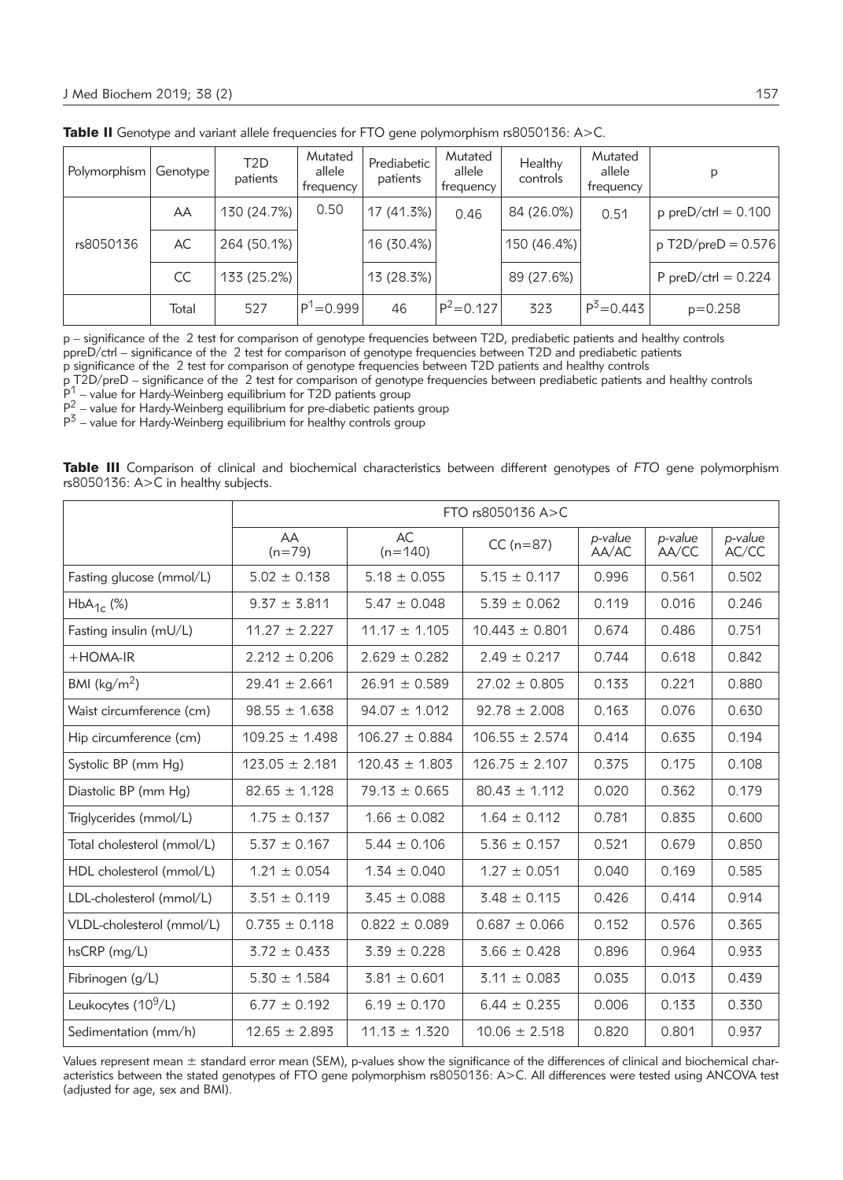**Table II** Genotype and variant allele frequencies for FTO gene polymorphism rs8050136: A>C.

| Polymorphism | Genotype | T2D patients | Mutated allele frequency | Prediabetic patients | Mutated allele frequency | Healthy controls | Mutated allele frequency | p |
|---|---|---|---|---|---|---|---|---|
| rs8050136 | AA | 130 (24.7%) | 0.50 | 17 (41.3%) | 0.46 | 84 (26.0%) | 0.51 | p preD/ctrl = 0.100 |
| | AC | 264 (50.1%) | | 16 (30.4%) | | 150 (46.4%) | | p T2D/preD = 0.576 |
| | CC | 133 (25.2%) | | 13 (28.3%) | | 89 (27.6%) | | P preD/ctrl = 0.224 |
| | Total | 527 | $P^1$=0.999 | 46 | $P^2$=0.127 | 323 | $P^3$=0.443 | p=0.258 |

p – significance of the 2 test for comparison of genotype frequencies between T2D, prediabetic patients and healthy controls
ppreD/ctrl – significance of the 2 test for comparison of genotype frequencies between T2D and prediabetic patients
p significance of the 2 test for comparison of genotype frequencies between T2D patients and healthy controls
p T2D/preD – significance of the 2 test for comparison of genotype frequencies between prediabetic patients and healthy controls
$P^1$ – value for Hardy-Weinberg equilibrium for T2D patients group
$P^2$ – value for Hardy-Weinberg equilibrium for pre-diabetic patients group
$P^3$ – value for Hardy-Weinberg equilibrium for healthy controls group

**Table III** Comparison of clinical and biochemical characteristics between different genotypes of *FTO* gene polymorphism rs8050136: A>C in healthy subjects.

| | FTO rs8050136 A>C | | | | | |
|---|---|---|---|---|---|---|
| | AA (n=79) | AC (n=140) | CC (n=87) | *p-value* AA/AC | *p-value* AA/CC | *p-value* AC/CC |
| Fasting glucose (mmol/L) | 5.02 ± 0.138 | 5.18 ± 0.055 | 5.15 ± 0.117 | 0.996 | 0.561 | 0.502 |
| $HbA_{1c}$ (%) | 9.37 ± 3.811 | 5.47 ± 0.048 | 5.39 ± 0.062 | 0.119 | 0.016 | 0.246 |
| Fasting insulin (mU/L) | 11.27 ± 2.227 | 11.17 ± 1.105 | 10.443 ± 0.801 | 0.674 | 0.486 | 0.751 |
| +HOMA-IR | 2.212 ± 0.206 | 2.629 ± 0.282 | 2.49 ± 0.217 | 0.744 | 0.618 | 0.842 |
| BMI ($kg/m^2$) | 29.41 ± 2.661 | 26.91 ± 0.589 | 27.02 ± 0.805 | 0.133 | 0.221 | 0.880 |
| Waist circumference (cm) | 98.55 ± 1.638 | 94.07 ± 1.012 | 92.78 ± 2.008 | 0.163 | 0.076 | 0.630 |
| Hip circumference (cm) | 109.25 ± 1.498 | 106.27 ± 0.884 | 106.55 ± 2.574 | 0.414 | 0.635 | 0.194 |
| Systolic BP (mm Hg) | 123.05 ± 2.181 | 120.43 ± 1.803 | 126.75 ± 2.107 | 0.375 | 0.175 | 0.108 |
| Diastolic BP (mm Hg) | 82.65 ± 1.128 | 79.13 ± 0.665 | 80.43 ± 1.112 | 0.020 | 0.362 | 0.179 |
| Triglycerides (mmol/L) | 1.75 ± 0.137 | 1.66 ± 0.082 | 1.64 ± 0.112 | 0.781 | 0.835 | 0.600 |
| Total cholesterol (mmol/L) | 5.37 ± 0.167 | 5.44 ± 0.106 | 5.36 ± 0.157 | 0.521 | 0.679 | 0.850 |
| HDL cholesterol (mmol/L) | 1.21 ± 0.054 | 1.34 ± 0.040 | 1.27 ± 0.051 | 0.040 | 0.169 | 0.585 |
| LDL-cholesterol (mmol/L) | 3.51 ± 0.119 | 3.45 ± 0.088 | 3.48 ± 0.115 | 0.426 | 0.414 | 0.914 |
| VLDL-cholesterol (mmol/L) | 0.735 ± 0.118 | 0.822 ± 0.089 | 0.687 ± 0.066 | 0.152 | 0.576 | 0.365 |
| hsCRP (mg/L) | 3.72 ± 0.433 | 3.39 ± 0.228 | 3.66 ± 0.428 | 0.896 | 0.964 | 0.933 |
| Fibrinogen (g/L) | 5.30 ± 1.584 | 3.81 ± 0.601 | 3.11 ± 0.083 | 0.035 | 0.013 | 0.439 |
| Leukocytes ($10^9$/L) | 6.77 ± 0.192 | 6.19 ± 0.170 | 6.44 ± 0.235 | 0.006 | 0.133 | 0.330 |
| Sedimentation (mm/h) | 12.65 ± 2.893 | 11.13 ± 1.320 | 10.06 ± 2.518 | 0.820 | 0.801 | 0.937 |

Values represent mean ± standard error mean (SEM), p-values show the significance of the differences of clinical and biochemical characteristics between the stated genotypes of FTO gene polymorphism rs8050136: A>C. All differences were tested using ANCOVA test (adjusted for age, sex and BMI).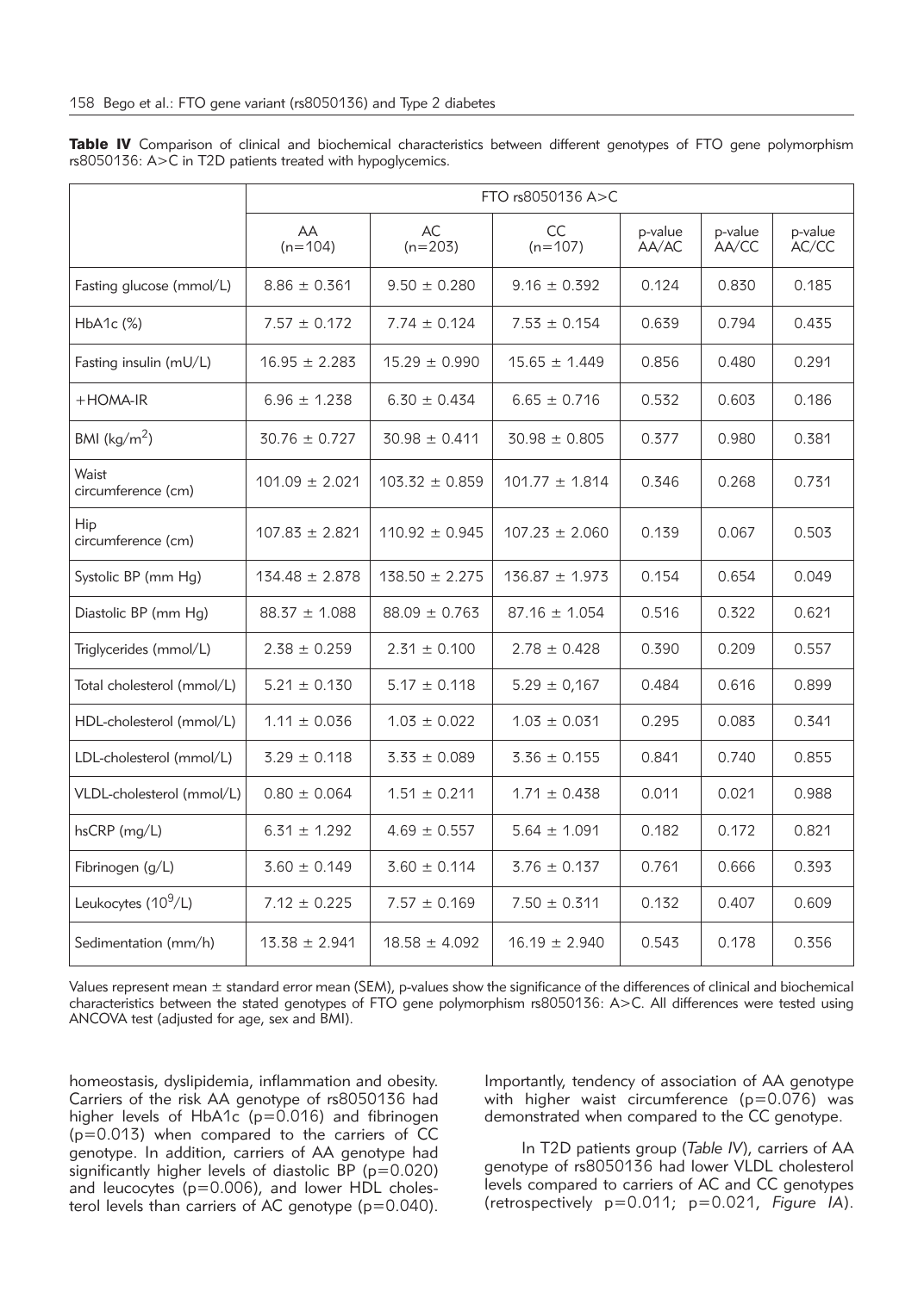**Table IV** Comparison of clinical and biochemical characteristics between different genotypes of FTO gene polymorphism rs8050136: A>C in T2D patients treated with hypoglycemics.

| | FTO rs8050136 A>C | | | | | |
|---|---|---|---|---|---|---|
| | AA (n=104) | AC (n=203) | CC (n=107) | p-value AA/AC | p-value AA/CC | p-value AC/CC |
| Fasting glucose (mmol/L) | 8.86 ± 0.361 | 9.50 ± 0.280 | 9.16 ± 0.392 | 0.124 | 0.830 | 0.185 |
| HbA1c (%) | 7.57 ± 0.172 | 7.74 ± 0.124 | 7.53 ± 0.154 | 0.639 | 0.794 | 0.435 |
| Fasting insulin (mU/L) | 16.95 ± 2.283 | 15.29 ± 0.990 | 15.65 ± 1.449 | 0.856 | 0.480 | 0.291 |
| +HOMA-IR | 6.96 ± 1.238 | 6.30 ± 0.434 | 6.65 ± 0.716 | 0.532 | 0.603 | 0.186 |
| BMI (kg/m$^2$) | 30.76 ± 0.727 | 30.98 ± 0.411 | 30.98 ± 0.805 | 0.377 | 0.980 | 0.381 |
| Waist circumference (cm) | 101.09 ± 2.021 | 103.32 ± 0.859 | 101.77 ± 1.814 | 0.346 | 0.268 | 0.731 |
| Hip circumference (cm) | 107.83 ± 2.821 | 110.92 ± 0.945 | 107.23 ± 2.060 | 0.139 | 0.067 | 0.503 |
| Systolic BP (mm Hg) | 134.48 ± 2.878 | 138.50 ± 2.275 | 136.87 ± 1.973 | 0.154 | 0.654 | 0.049 |
| Diastolic BP (mm Hg) | 88.37 ± 1.088 | 88.09 ± 0.763 | 87.16 ± 1.054 | 0.516 | 0.322 | 0.621 |
| Triglycerides (mmol/L) | 2.38 ± 0.259 | 2.31 ± 0.100 | 2.78 ± 0.428 | 0.390 | 0.209 | 0.557 |
| Total cholesterol (mmol/L) | 5.21 ± 0.130 | 5.17 ± 0.118 | 5.29 ± 0,167 | 0.484 | 0.616 | 0.899 |
| HDL-cholesterol (mmol/L) | 1.11 ± 0.036 | 1.03 ± 0.022 | 1.03 ± 0.031 | 0.295 | 0.083 | 0.341 |
| LDL-cholesterol (mmol/L) | 3.29 ± 0.118 | 3.33 ± 0.089 | 3.36 ± 0.155 | 0.841 | 0.740 | 0.855 |
| VLDL-cholesterol (mmol/L) | 0.80 ± 0.064 | 1.51 ± 0.211 | 1.71 ± 0.438 | 0.011 | 0.021 | 0.988 |
| hsCRP (mg/L) | 6.31 ± 1.292 | 4.69 ± 0.557 | 5.64 ± 1.091 | 0.182 | 0.172 | 0.821 |
| Fibrinogen (g/L) | 3.60 ± 0.149 | 3.60 ± 0.114 | 3.76 ± 0.137 | 0.761 | 0.666 | 0.393 |
| Leukocytes (10$^9$/L) | 7.12 ± 0.225 | 7.57 ± 0.169 | 7.50 ± 0.311 | 0.132 | 0.407 | 0.609 |
| Sedimentation (mm/h) | 13.38 ± 2.941 | 18.58 ± 4.092 | 16.19 ± 2.940 | 0.543 | 0.178 | 0.356 |

Values represent mean ± standard error mean (SEM), p-values show the significance of the differences of clinical and biochemical characteristics between the stated genotypes of FTO gene polymorphism rs8050136: A>C. All differences were tested using ANCOVA test (adjusted for age, sex and BMI).

homeostasis, dyslipidemia, inflammation and obesity. Carriers of the risk AA genotype of rs8050136 had higher levels of HbA1c ($p=0.016$) and fibrinogen ($p=0.013$) when compared to the carriers of CC genotype. In addition, carriers of AA genotype had significantly higher levels of diastolic BP ($p=0.020$) and leucocytes ($p=0.006$), and lower HDL cholesterol levels than carriers of AC genotype ($p=0.040$). Importantly, tendency of association of AA genotype with higher waist circumference ($p=0.076$) was demonstrated when compared to the CC genotype.

In T2D patients group (*Table IV*), carriers of AA genotype of rs8050136 had lower VLDL cholesterol levels compared to carriers of AC and CC genotypes (retrospectively $p=0.011$; $p=0.021$, *Figure IA*).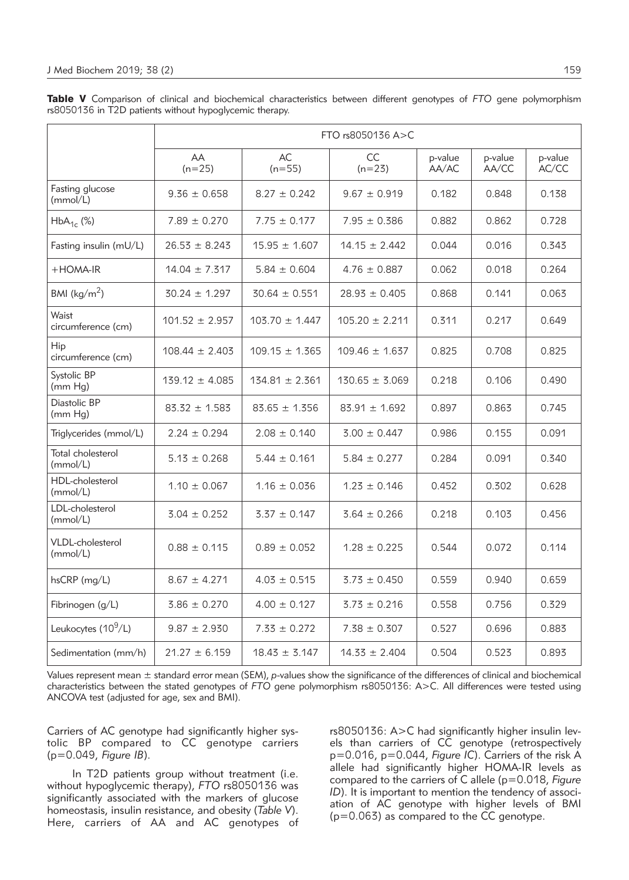**Table V** Comparison of clinical and biochemical characteristics between different genotypes of *FTO* gene polymorphism rs8050136 in T2D patients without hypoglycemic therapy.

| | FTO rs8050136 A>C | | | | | |
|---|---|---|---|---|---|---|
| | AA (n=25) | AC (n=55) | CC (n=23) | p-value AA/AC | p-value AA/CC | p-value AC/CC |
| Fasting glucose (mmol/L) | 9.36 ± 0.658 | 8.27 ± 0.242 | 9.67 ± 0.919 | 0.182 | 0.848 | 0.138 |
| $HbA_{1c}$ (%) | 7.89 ± 0.270 | 7.75 ± 0.177 | 7.95 ± 0.386 | 0.882 | 0.862 | 0.728 |
| Fasting insulin (mU/L) | 26.53 ± 8.243 | 15.95 ± 1.607 | 14.15 ± 2.442 | 0.044 | 0.016 | 0.343 |
| +HOMA-IR | 14.04 ± 7.317 | 5.84 ± 0.604 | 4.76 ± 0.887 | 0.062 | 0.018 | 0.264 |
| BMI ($kg/m^2$) | 30.24 ± 1.297 | 30.64 ± 0.551 | 28.93 ± 0.405 | 0.868 | 0.141 | 0.063 |
| Waist circumference (cm) | 101.52 ± 2.957 | 103.70 ± 1.447 | 105.20 ± 2.211 | 0.311 | 0.217 | 0.649 |
| Hip circumference (cm) | 108.44 ± 2.403 | 109.15 ± 1.365 | 109.46 ± 1.637 | 0.825 | 0.708 | 0.825 |
| Systolic BP (mm Hg) | 139.12 ± 4.085 | 134.81 ± 2.361 | 130.65 ± 3.069 | 0.218 | 0.106 | 0.490 |
| Diastolic BP (mm Hg) | 83.32 ± 1.583 | 83.65 ± 1.356 | 83.91 ± 1.692 | 0.897 | 0.863 | 0.745 |
| Triglycerides (mmol/L) | 2.24 ± 0.294 | 2.08 ± 0.140 | 3.00 ± 0.447 | 0.986 | 0.155 | 0.091 |
| Total cholesterol (mmol/L) | 5.13 ± 0.268 | 5.44 ± 0.161 | 5.84 ± 0.277 | 0.284 | 0.091 | 0.340 |
| HDL-cholesterol (mmol/L) | 1.10 ± 0.067 | 1.16 ± 0.036 | 1.23 ± 0.146 | 0.452 | 0.302 | 0.628 |
| LDL-cholesterol (mmol/L) | 3.04 ± 0.252 | 3.37 ± 0.147 | 3.64 ± 0.266 | 0.218 | 0.103 | 0.456 |
| VLDL-cholesterol (mmol/L) | 0.88 ± 0.115 | 0.89 ± 0.052 | 1.28 ± 0.225 | 0.544 | 0.072 | 0.114 |
| hsCRP (mg/L) | 8.67 ± 4.271 | 4.03 ± 0.515 | 3.73 ± 0.450 | 0.559 | 0.940 | 0.659 |
| Fibrinogen (g/L) | 3.86 ± 0.270 | 4.00 ± 0.127 | 3.73 ± 0.216 | 0.558 | 0.756 | 0.329 |
| Leukocytes ($10^9$/L) | 9.87 ± 2.930 | 7.33 ± 0.272 | 7.38 ± 0.307 | 0.527 | 0.696 | 0.883 |
| Sedimentation (mm/h) | 21.27 ± 6.159 | 18.43 ± 3.147 | 14.33 ± 2.404 | 0.504 | 0.523 | 0.893 |

Values represent mean ± standard error mean (SEM), *p*-values show the significance of the differences of clinical and biochemical characteristics between the stated genotypes of *FTO* gene polymorphism rs8050136: A>C. All differences were tested using ANCOVA test (adjusted for age, sex and BMI).

Carriers of AC genotype had significantly higher systolic BP compared to CC genotype carriers (p=0.049, *Figure IB*).

In T2D patients group without treatment (i.e. without hypoglycemic therapy), *FTO* rs8050136 was significantly associated with the markers of glucose homeostasis, insulin resistance, and obesity (*Table V*). Here, carriers of AA and AC genotypes of rs8050136: A>C had significantly higher insulin levels than carriers of CC genotype (retrospectively p=0.016, p=0.044, *Figure IC*). Carriers of the risk A allele had significantly higher HOMA-IR levels as compared to the carriers of C allele (p=0.018, *Figure ID*). It is important to mention the tendency of association of AC genotype with higher levels of BMI (p=0.063) as compared to the CC genotype.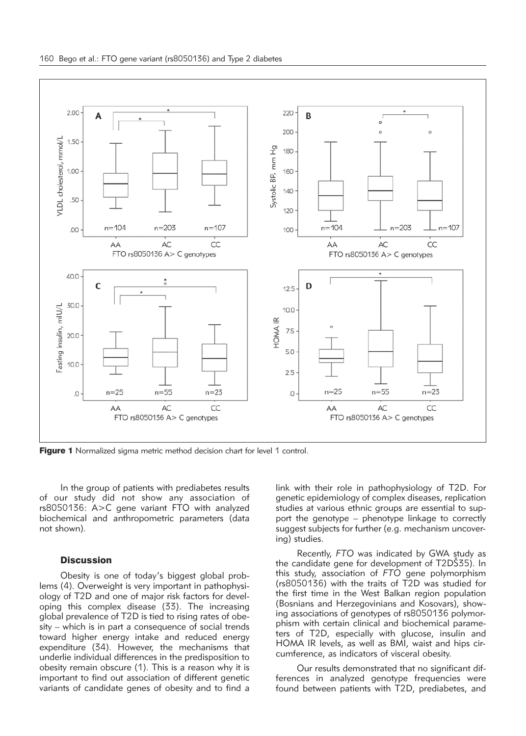**Figure 1** Normalized sigma metric method decision chart for level 1 control.

In the group of patients with prediabetes results of our study did not show any association of rs8050136: A>C gene variant FTO with analyzed biochemical and anthropometric parameters (data not shown).

## Discussion

Obesity is one of today's biggest global problems (4). Overweight is very important in pathophysiology of T2D and one of major risk factors for developing this complex disease (33). The increasing global prevalence of T2D is tied to rising rates of obesity – which is in part a consequence of social trends toward higher energy intake and reduced energy expenditure (34). However, the mechanisms that underlie individual differences in the predisposition to obesity remain obscure (1). This is a reason why it is important to find out association of different genetic variants of candidate genes of obesity and to find a link with their role in pathophysiology of T2D. For genetic epidemiology of complex diseases, replication studies at various ethnic groups are essential to support the genotype – phenotype linkage to correctly suggest subjects for further (e.g. mechanism uncovering) studies.

Recently, *FTO* was indicated by GWA study as the candidate gene for development of T2DŠ35). In this study, association of *FTO* gene polymorphism (rs8050136) with the traits of T2D was studied for the first time in the West Balkan region population (Bosnians and Herzegovinians and Kosovars), showing associations of genotypes of rs8050136 polymorphism with certain clinical and biochemical parameters of T2D, especially with glucose, insulin and HOMA IR levels, as well as BMI, waist and hips circumference, as indicators of visceral obesity.

Our results demonstrated that no significant differences in analyzed genotype frequencies were found between patients with T2D, prediabetes, and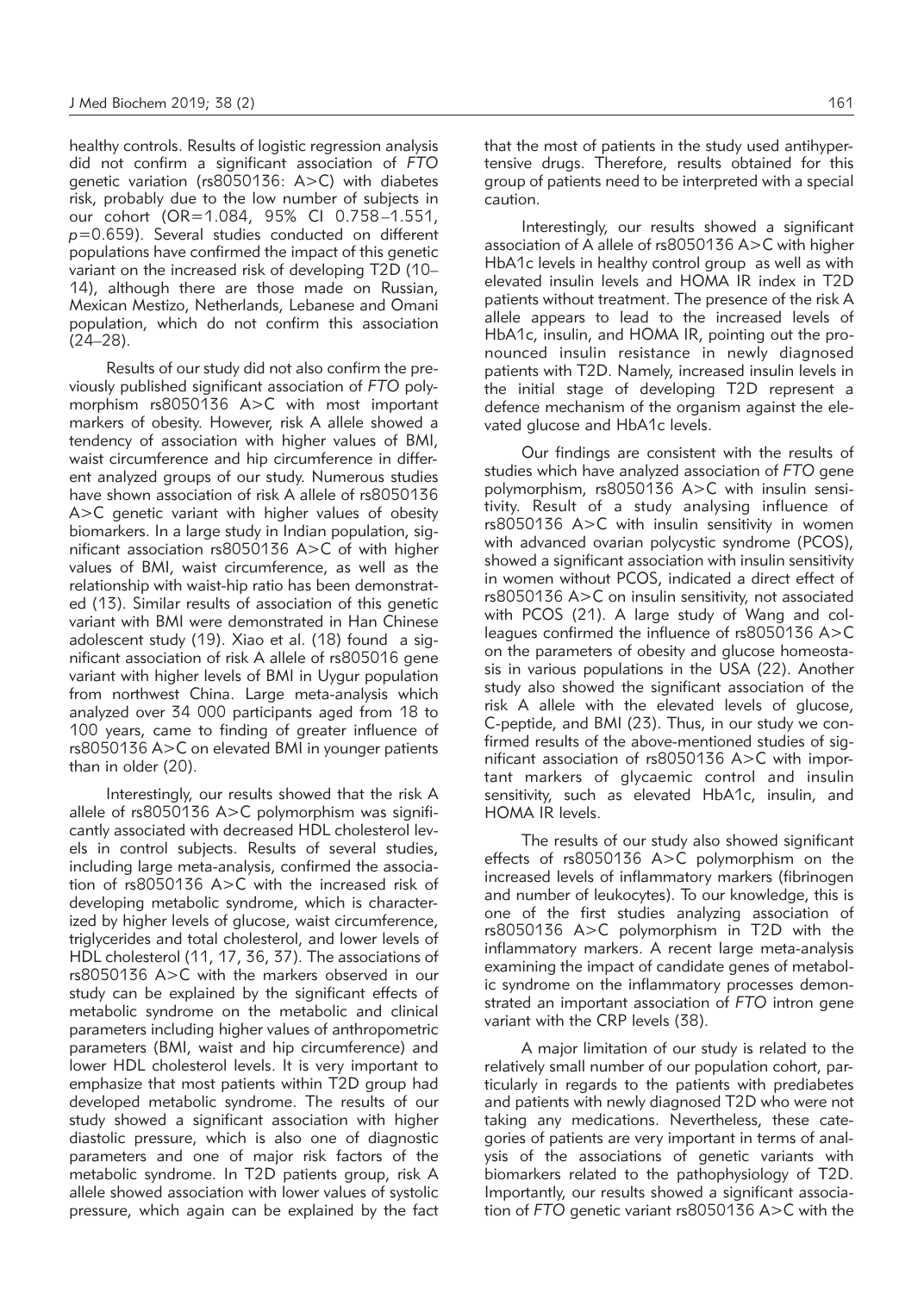healthy controls. Results of logistic regression analysis did not confirm a significant association of *FTO* genetic variation (rs8050136: A>C) with diabetes risk, probably due to the low number of subjects in our cohort (OR=1.084, 95% CI 0.758–1.551, $p$=0.659). Several studies conducted on different populations have confirmed the impact of this genetic variant on the increased risk of developing T2D (10–14), although there are those made on Russian, Mexican Mestizo, Netherlands, Lebanese and Omani population, which do not confirm this association (24–28).

Results of our study did not also confirm the previously published significant association of *FTO* polymorphism rs8050136 A>C with most important markers of obesity. However, risk A allele showed a tendency of association with higher values of BMI, waist circumference and hip circumference in different analyzed groups of our study. Numerous studies have shown association of risk A allele of rs8050136 A>C genetic variant with higher values of obesity biomarkers. In a large study in Indian population, significant association rs8050136 A>C of with higher values of BMI, waist circumference, as well as the relationship with waist-hip ratio has been demonstrated (13). Similar results of association of this genetic variant with BMI were demonstrated in Han Chinese adolescent study (19). Xiao et al. (18) found a significant association of risk A allele of rs805016 gene variant with higher levels of BMI in Uygur population from northwest China. Large meta-analysis which analyzed over 34 000 participants aged from 18 to 100 years, came to finding of greater influence of rs8050136 A>C on elevated BMI in younger patients than in older (20).

Interestingly, our results showed that the risk A allele of rs8050136 A>C polymorphism was significantly associated with decreased HDL cholesterol levels in control subjects. Results of several studies, including large meta-analysis, confirmed the association of rs8050136 A>C with the increased risk of developing metabolic syndrome, which is characterized by higher levels of glucose, waist circumference, triglycerides and total cholesterol, and lower levels of HDL cholesterol (11, 17, 36, 37). The associations of rs8050136 A>C with the markers observed in our study can be explained by the significant effects of metabolic syndrome on the metabolic and clinical parameters including higher values of anthropometric parameters (BMI, waist and hip circumference) and lower HDL cholesterol levels. It is very important to emphasize that most patients within T2D group had developed metabolic syndrome. The results of our study showed a significant association with higher diastolic pressure, which is also one of diagnostic parameters and one of major risk factors of the metabolic syndrome. In T2D patients group, risk A allele showed association with lower values of systolic pressure, which again can be explained by the fact that the most of patients in the study used antihypertensive drugs. Therefore, results obtained for this group of patients need to be interpreted with a special caution.

Interestingly, our results showed a significant association of A allele of rs8050136 A>C with higher HbA1c levels in healthy control group as well as with elevated insulin levels and HOMA IR index in T2D patients without treatment. The presence of the risk A allele appears to lead to the increased levels of HbA1c, insulin, and HOMA IR, pointing out the pronounced insulin resistance in newly diagnosed patients with T2D. Namely, increased insulin levels in the initial stage of developing T2D represent a defence mechanism of the organism against the elevated glucose and HbA1c levels.

Our findings are consistent with the results of studies which have analyzed association of *FTO* gene polymorphism, rs8050136 A>C with insulin sensitivity. Result of a study analysing influence of rs8050136 A>C with insulin sensitivity in women with advanced ovarian polycystic syndrome (PCOS), showed a significant association with insulin sensitivity in women without PCOS, indicated a direct effect of rs8050136 A>C on insulin sensitivity, not associated with PCOS (21). A large study of Wang and colleagues confirmed the influence of rs8050136 A>C on the parameters of obesity and glucose homeostasis in various populations in the USA (22). Another study also showed the significant association of the risk A allele with the elevated levels of glucose, C-peptide, and BMI (23). Thus, in our study we confirmed results of the above-mentioned studies of significant association of rs8050136 A>C with important markers of glycaemic control and insulin sensitivity, such as elevated HbA1c, insulin, and HOMA IR levels.

The results of our study also showed significant effects of rs8050136 A>C polymorphism on the increased levels of inflammatory markers (fibrinogen and number of leukocytes). To our knowledge, this is one of the first studies analyzing association of rs8050136 A>C polymorphism in T2D with the inflammatory markers. A recent large meta-analysis examining the impact of candidate genes of metabolic syndrome on the inflammatory processes demonstrated an important association of *FTO* intron gene variant with the CRP levels (38).

A major limitation of our study is related to the relatively small number of our population cohort, particularly in regards to the patients with prediabetes and patients with newly diagnosed T2D who were not taking any medications. Nevertheless, these categories of patients are very important in terms of analysis of the associations of genetic variants with biomarkers related to the pathophysiology of T2D. Importantly, our results showed a significant association of *FTO* genetic variant rs8050136 A>C with the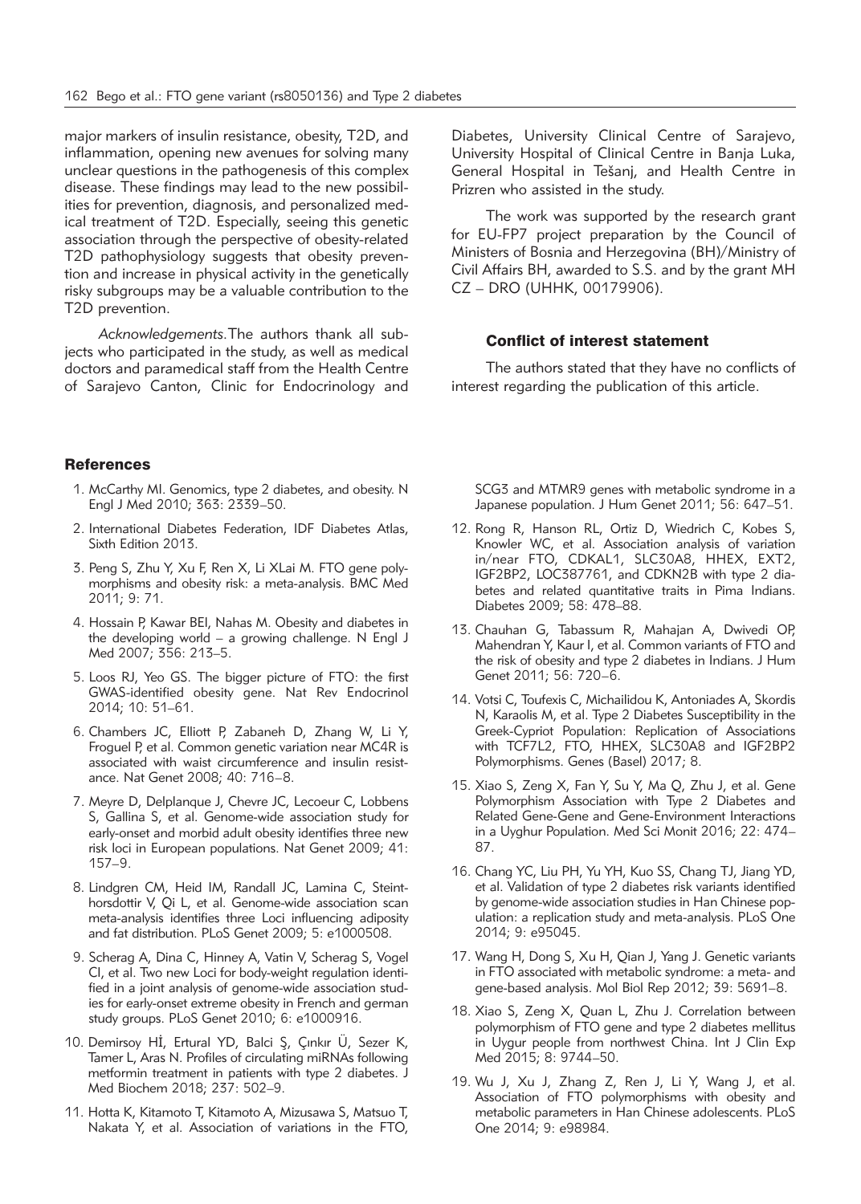major markers of insulin resistance, obesity, T2D, and inflammation, opening new avenues for solving many unclear questions in the pathogenesis of this complex disease. These findings may lead to the new possibilities for prevention, diagnosis, and personalized medical treatment of T2D. Especially, seeing this genetic association through the perspective of obesity-related T2D pathophysiology suggests that obesity prevention and increase in physical activity in the genetically risky subgroups may be a valuable contribution to the T2D prevention.

*Acknowledgements.* The authors thank all subjects who participated in the study, as well as medical doctors and paramedical staff from the Health Centre of Sarajevo Canton, Clinic for Endocrinology and Diabetes, University Clinical Centre of Sarajevo, University Hospital of Clinical Centre in Banja Luka, General Hospital in Tešanj, and Health Centre in Prizren who assisted in the study.

The work was supported by the research grant for EU-FP7 project preparation by the Council of Ministers of Bosnia and Herzegovina (BH)/Ministry of Civil Affairs BH, awarded to S.S. and by the grant MH CZ – DRO (UHHK, 00179906).

### Conflict of interest statement

The authors stated that they have no conflicts of interest regarding the publication of this article.

## References

1. McCarthy MI. Genomics, type 2 diabetes, and obesity. N Engl J Med 2010; 363: 2339–50.
2. International Diabetes Federation, IDF Diabetes Atlas, Sixth Edition 2013.
3. Peng S, Zhu Y, Xu F, Ren X, Li XLai M. FTO gene polymorphisms and obesity risk: a meta-analysis. BMC Med 2011; 9: 71.
4. Hossain P, Kawar BEI, Nahas M. Obesity and diabetes in the developing world – a growing challenge. N Engl J Med 2007; 356: 213–5.
5. Loos RJ, Yeo GS. The bigger picture of FTO: the first GWAS-identified obesity gene. Nat Rev Endocrinol 2014; 10: 51–61.
6. Chambers JC, Elliott P, Zabaneh D, Zhang W, Li Y, Froguel P, et al. Common genetic variation near MC4R is associated with waist circumference and insulin resistance. Nat Genet 2008; 40: 716–8.
7. Meyre D, Delplanque J, Chevre JC, Lecoeur C, Lobbens S, Gallina S, et al. Genome-wide association study for early-onset and morbid adult obesity identifies three new risk loci in European populations. Nat Genet 2009; 41: 157–9.
8. Lindgren CM, Heid IM, Randall JC, Lamina C, Steinthorsdottir V, Qi L, et al. Genome-wide association scan meta-analysis identifies three Loci influencing adiposity and fat distribution. PLoS Genet 2009; 5: e1000508.
9. Scherag A, Dina C, Hinney A, Vatin V, Scherag S, Vogel CI, et al. Two new Loci for body-weight regulation identified in a joint analysis of genome-wide association studies for early-onset extreme obesity in French and german study groups. PLoS Genet 2010; 6: e1000916.
10. Demirsoy Hİ, Ertural YD, Balci Ş, Çınkır Ü, Sezer K, Tamer L, Aras N. Profiles of circulating miRNAs following metformin treatment in patients with type 2 diabetes. J Med Biochem 2018; 237: 502–9.
11. Hotta K, Kitamoto T, Kitamoto A, Mizusawa S, Matsuo T, Nakata Y, et al. Association of variations in the FTO, SCG3 and MTMR9 genes with metabolic syndrome in a Japanese population. J Hum Genet 2011; 56: 647–51.
12. Rong R, Hanson RL, Ortiz D, Wiedrich C, Kobes S, Knowler WC, et al. Association analysis of variation in/near FTO, CDKAL1, SLC30A8, HHEX, EXT2, IGF2BP2, LOC387761, and CDKN2B with type 2 diabetes and related quantitative traits in Pima Indians. Diabetes 2009; 58: 478–88.
13. Chauhan G, Tabassum R, Mahajan A, Dwivedi OP, Mahendran Y, Kaur I, et al. Common variants of FTO and the risk of obesity and type 2 diabetes in Indians. J Hum Genet 2011; 56: 720–6.
14. Votsi C, Toufexis C, Michailidou K, Antoniades A, Skordis N, Karaolis M, et al. Type 2 Diabetes Susceptibility in the Greek-Cypriot Population: Replication of Associations with TCF7L2, FTO, HHEX, SLC30A8 and IGF2BP2 Polymorphisms. Genes (Basel) 2017; 8.
15. Xiao S, Zeng X, Fan Y, Su Y, Ma Q, Zhu J, et al. Gene Polymorphism Association with Type 2 Diabetes and Related Gene-Gene and Gene-Environment Interactions in a Uyghur Population. Med Sci Monit 2016; 22: 474–87.
16. Chang YC, Liu PH, Yu YH, Kuo SS, Chang TJ, Jiang YD, et al. Validation of type 2 diabetes risk variants identified by genome-wide association studies in Han Chinese population: a replication study and meta-analysis. PLoS One 2014; 9: e95045.
17. Wang H, Dong S, Xu H, Qian J, Yang J. Genetic variants in FTO associated with metabolic syndrome: a meta- and gene-based analysis. Mol Biol Rep 2012; 39: 5691–8.
18. Xiao S, Zeng X, Quan L, Zhu J. Correlation between polymorphism of FTO gene and type 2 diabetes mellitus in Uygur people from northwest China. Int J Clin Exp Med 2015; 8: 9744–50.
19. Wu J, Xu J, Zhang Z, Ren J, Li Y, Wang J, et al. Association of FTO polymorphisms with obesity and metabolic parameters in Han Chinese adolescents. PLoS One 2014; 9: e98984.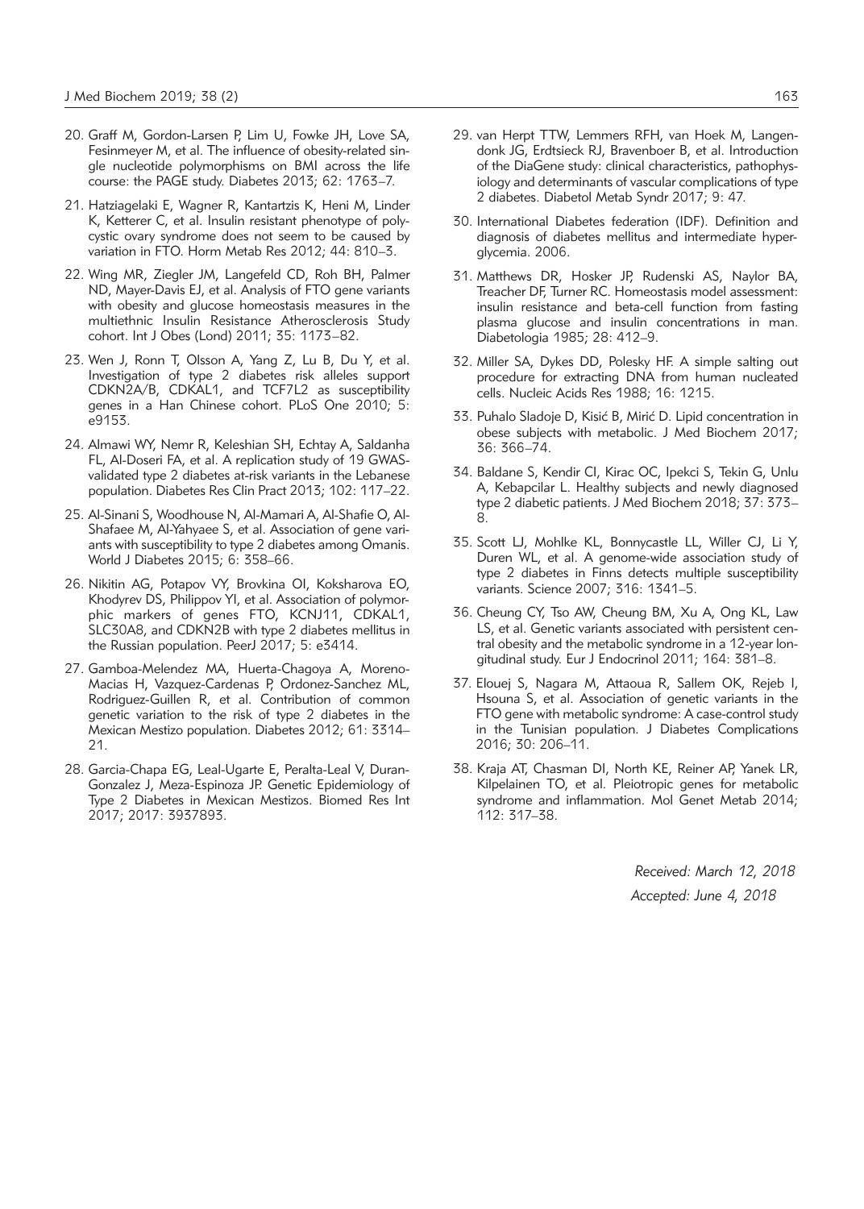20. Graff M, Gordon-Larsen P, Lim U, Fowke JH, Love SA, Fesinmeyer M, et al. The influence of obesity-related single nucleotide polymorphisms on BMI across the life course: the PAGE study. Diabetes 2013; 62: 1763–7.

21. Hatziagelaki E, Wagner R, Kantartzis K, Heni M, Linder K, Ketterer C, et al. Insulin resistant phenotype of polycystic ovary syndrome does not seem to be caused by variation in FTO. Horm Metab Res 2012; 44: 810–3.

22. Wing MR, Ziegler JM, Langefeld CD, Roh BH, Palmer ND, Mayer-Davis EJ, et al. Analysis of FTO gene variants with obesity and glucose homeostasis measures in the multiethnic Insulin Resistance Atherosclerosis Study cohort. Int J Obes (Lond) 2011; 35: 1173–82.

23. Wen J, Ronn T, Olsson A, Yang Z, Lu B, Du Y, et al. Investigation of type 2 diabetes risk alleles support CDKN2A/B, CDKAL1, and TCF7L2 as susceptibility genes in a Han Chinese cohort. PLoS One 2010; 5: e9153.

24. Almawi WY, Nemr R, Keleshian SH, Echtay A, Saldanha FL, Al-Doseri FA, et al. A replication study of 19 GWAS-validated type 2 diabetes at-risk variants in the Lebanese population. Diabetes Res Clin Pract 2013; 102: 117–22.

25. Al-Sinani S, Woodhouse N, Al-Mamari A, Al-Shafie O, Al-Shafaee M, Al-Yahyaee S, et al. Association of gene variants with susceptibility to type 2 diabetes among Omanis. World J Diabetes 2015; 6: 358–66.

26. Nikitin AG, Potapov VY, Brovkina OI, Koksharova EO, Khodyrev DS, Philippov YI, et al. Association of polymorphic markers of genes FTO, KCNJ11, CDKAL1, SLC30A8, and CDKN2B with type 2 diabetes mellitus in the Russian population. PeerJ 2017; 5: e3414.

27. Gamboa-Melendez MA, Huerta-Chagoya A, Moreno-Macias H, Vazquez-Cardenas P, Ordonez-Sanchez ML, Rodriguez-Guillen R, et al. Contribution of common genetic variation to the risk of type 2 diabetes in the Mexican Mestizo population. Diabetes 2012; 61: 3314–21.

28. Garcia-Chapa EG, Leal-Ugarte E, Peralta-Leal V, Duran-Gonzalez J, Meza-Espinoza JP. Genetic Epidemiology of Type 2 Diabetes in Mexican Mestizos. Biomed Res Int 2017; 2017: 3937893.

29. van Herpt TTW, Lemmers RFH, van Hoek M, Langendonk JG, Erdtsieck RJ, Bravenboer B, et al. Introduction of the DiaGene study: clinical characteristics, pathophysiology and determinants of vascular complications of type 2 diabetes. Diabetol Metab Syndr 2017; 9: 47.

30. International Diabetes federation (IDF). Definition and diagnosis of diabetes mellitus and intermediate hyperglycemia. 2006.

31. Matthews DR, Hosker JP, Rudenski AS, Naylor BA, Treacher DF, Turner RC. Homeostasis model assessment: insulin resistance and beta-cell function from fasting plasma glucose and insulin concentrations in man. Diabetologia 1985; 28: 412–9.

32. Miller SA, Dykes DD, Polesky HF. A simple salting out procedure for extracting DNA from human nucleated cells. Nucleic Acids Res 1988; 16: 1215.

33. Puhalo Sladoje D, Kisić B, Mirić D. Lipid concentration in obese subjects with metabolic. J Med Biochem 2017; 36: 366–74.

34. Baldane S, Kendir CI, Kirac OC, Ipekci S, Tekin G, Unlu A, Kebapcilar L. Healthy subjects and newly diagnosed type 2 diabetic patients. J Med Biochem 2018; 37: 373–8.

35. Scott LJ, Mohlke KL, Bonnycastle LL, Willer CJ, Li Y, Duren WL, et al. A genome-wide association study of type 2 diabetes in Finns detects multiple susceptibility variants. Science 2007; 316: 1341–5.

36. Cheung CY, Tso AW, Cheung BM, Xu A, Ong KL, Law LS, et al. Genetic variants associated with persistent central obesity and the metabolic syndrome in a 12-year longitudinal study. Eur J Endocrinol 2011; 164: 381–8.

37. Elouej S, Nagara M, Attaoua R, Sallem OK, Rejeb I, Hsouna S, et al. Association of genetic variants in the FTO gene with metabolic syndrome: A case-control study in the Tunisian population. J Diabetes Complications 2016; 30: 206–11.

38. Kraja AT, Chasman DI, North KE, Reiner AP, Yanek LR, Kilpelainen TO, et al. Pleiotropic genes for metabolic syndrome and inflammation. Mol Genet Metab 2014; 112: 317–38.

*Received: March 12, 2018*

*Accepted: June 4, 2018*